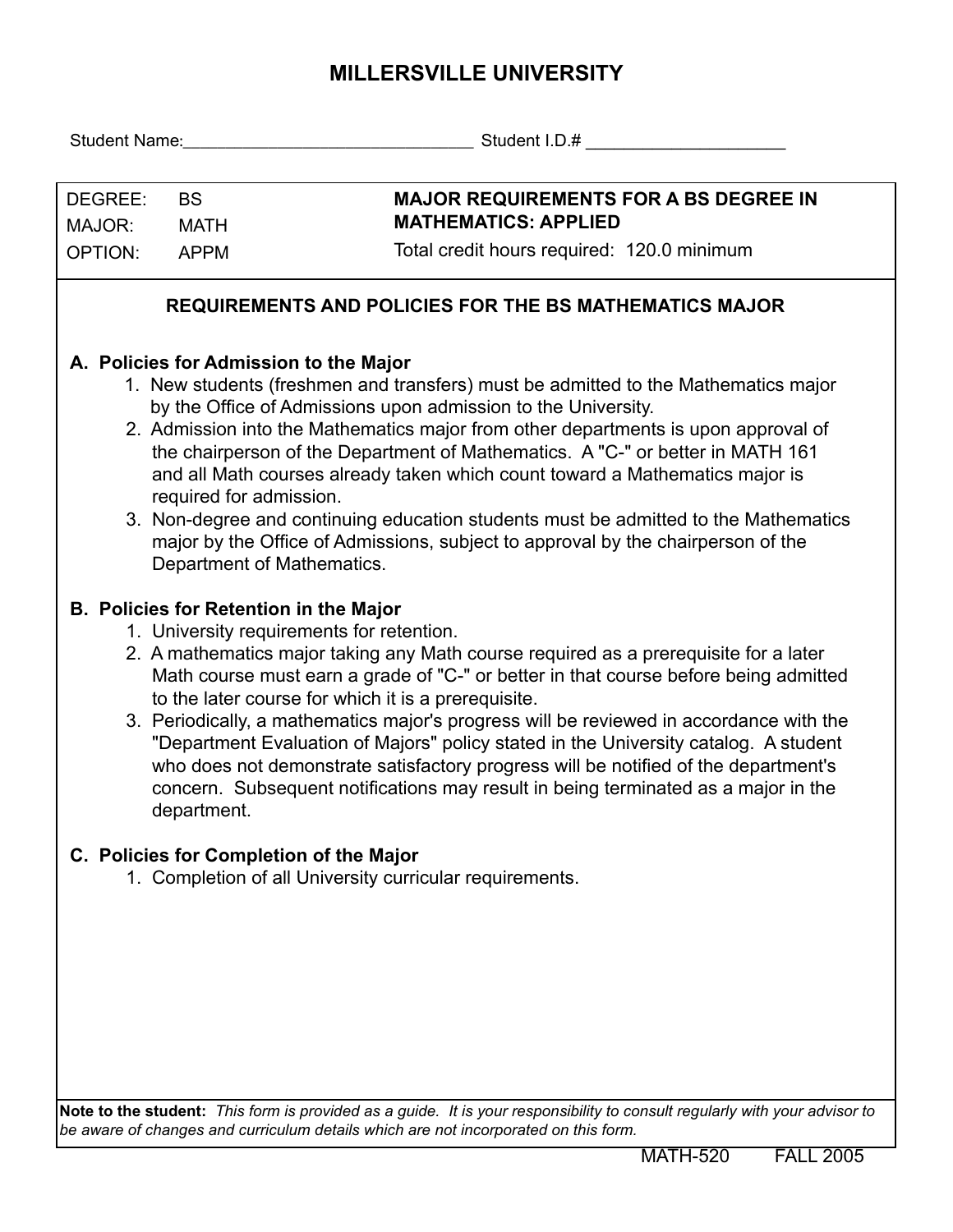# MILLERSVILLE UNIVERSITY

Student Name:________________________________ Student I.D.# _____________________

| DEGREE: | BS | **MAJOR REQUIREMENTS FOR A BS DEGREE IN MATHEMATICS: APPLIED** |
|---|---|---|
| MAJOR: | MATH | |
| OPTION: | APPM | Total credit hours required: 120.0 minimum |

## REQUIREMENTS AND POLICIES FOR THE BS MATHEMATICS MAJOR

### A. Policies for Admission to the Major

1. New students (freshmen and transfers) must be admitted to the Mathematics major by the Office of Admissions upon admission to the University.
2. Admission into the Mathematics major from other departments is upon approval of the chairperson of the Department of Mathematics. A "C-" or better in MATH 161 and all Math courses already taken which count toward a Mathematics major is required for admission.
3. Non-degree and continuing education students must be admitted to the Mathematics major by the Office of Admissions, subject to approval by the chairperson of the Department of Mathematics.

### B. Policies for Retention in the Major

1. University requirements for retention.
2. A mathematics major taking any Math course required as a prerequisite for a later Math course must earn a grade of "C-" or better in that course before being admitted to the later course for which it is a prerequisite.
3. Periodically, a mathematics major's progress will be reviewed in accordance with the "Department Evaluation of Majors" policy stated in the University catalog. A student who does not demonstrate satisfactory progress will be notified of the department's concern. Subsequent notifications may result in being terminated as a major in the department.

### C. Policies for Completion of the Major

1. Completion of all University curricular requirements.

**Note to the student:** *This form is provided as a guide. It is your responsibility to consult regularly with your advisor to be aware of changes and curriculum details which are not incorporated on this form.*

MATH-520 FALL 2005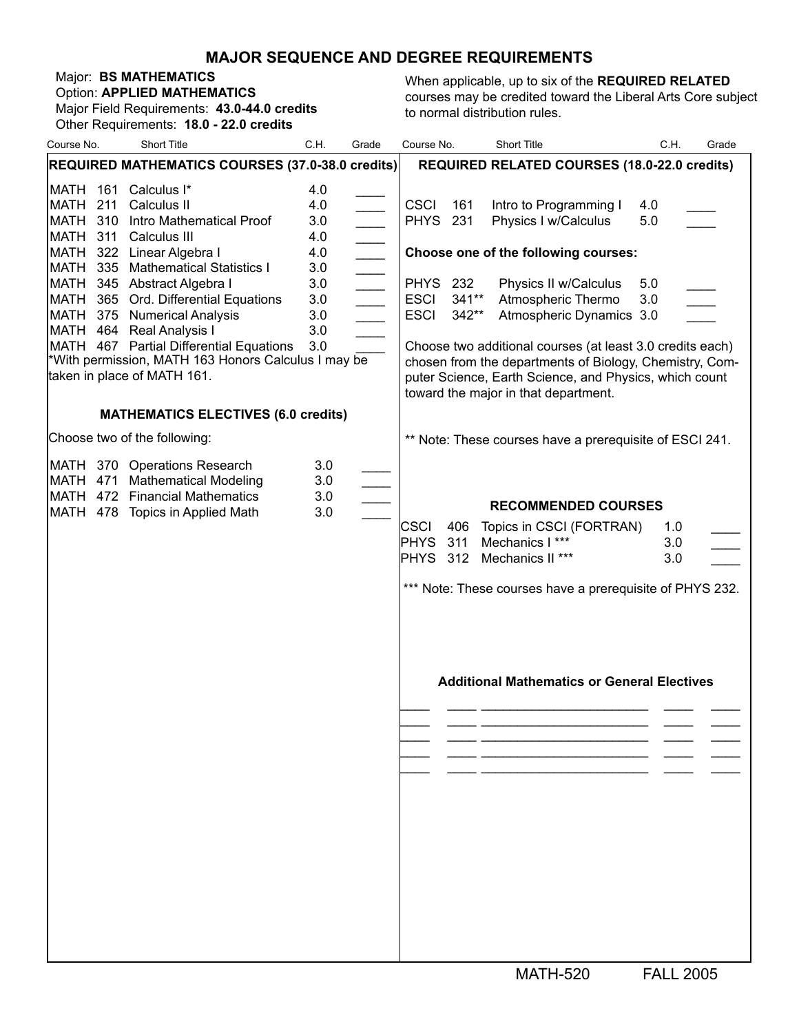# MAJOR SEQUENCE AND DEGREE REQUIREMENTS

Major: **BS MATHEMATICS**
Option: **APPLIED MATHEMATICS**
Major Field Requirements: **43.0-44.0 credits**
Other Requirements: **18.0 - 22.0 credits**

When applicable, up to six of the **REQUIRED RELATED** courses may be credited toward the Liberal Arts Core subject to normal distribution rules.

## REQUIRED MATHEMATICS COURSES (37.0-38.0 credits)

| Course No. | | Short Title | C.H. | Grade |
|---|---|---|---|---|
| MATH | 161 | Calculus I* | 4.0 | ____ |
| MATH | 211 | Calculus II | 4.0 | ____ |
| MATH | 310 | Intro Mathematical Proof | 3.0 | ____ |
| MATH | 311 | Calculus III | 4.0 | ____ |
| MATH | 322 | Linear Algebra I | 4.0 | ____ |
| MATH | 335 | Mathematical Statistics I | 3.0 | ____ |
| MATH | 345 | Abstract Algebra I | 3.0 | ____ |
| MATH | 365 | Ord. Differential Equations | 3.0 | ____ |
| MATH | 375 | Numerical Analysis | 3.0 | ____ |
| MATH | 464 | Real Analysis I | 3.0 | ____ |
| MATH | 467 | Partial Differential Equations | 3.0 | ____ |

*With permission, MATH 163 Honors Calculus I may be taken in place of MATH 161.

### MATHEMATICS ELECTIVES (6.0 credits)

Choose two of the following:

| Course No. | | Short Title | C.H. | Grade |
|---|---|---|---|---|
| MATH | 370 | Operations Research | 3.0 | ____ |
| MATH | 471 | Mathematical Modeling | 3.0 | ____ |
| MATH | 472 | Financial Mathematics | 3.0 | ____ |
| MATH | 478 | Topics in Applied Math | 3.0 | ____ |

## REQUIRED RELATED COURSES (18.0-22.0 credits)

| Course No. | | Short Title | C.H. | Grade |
|---|---|---|---|---|
| CSCI | 161 | Intro to Programming I | 4.0 | ____ |
| PHYS | 231 | Physics I w/Calculus | 5.0 | ____ |

**Choose one of the following courses:**

| Course No. | | Short Title | C.H. | Grade |
|---|---|---|---|---|
| PHYS | 232 | Physics II w/Calculus | 5.0 | ____ |
| ESCI | 341** | Atmospheric Thermo | 3.0 | ____ |
| ESCI | 342** | Atmospheric Dynamics | 3.0 | ____ |

Choose two additional courses (at least 3.0 credits each) chosen from the departments of Biology, Chemistry, Computer Science, Earth Science, and Physics, which count toward the major in that department.

** Note: These courses have a prerequisite of ESCI 241.

### RECOMMENDED COURSES

| Course No. | | Short Title | C.H. | Grade |
|---|---|---|---|---|
| CSCI | 406 | Topics in CSCI (FORTRAN) | 1.0 | ____ |
| PHYS | 311 | Mechanics I *** | 3.0 | ____ |
| PHYS | 312 | Mechanics II *** | 3.0 | ____ |

*** Note: These courses have a prerequisite of PHYS 232.

### Additional Mathematics or General Electives

| Course No. | | Short Title | C.H. | Grade |
|---|---|---|---|---|
| ____ | ____ | ______________________ | ____ | ____ |
| ____ | ____ | ______________________ | ____ | ____ |
| ____ | ____ | ______________________ | ____ | ____ |
| ____ | ____ | ______________________ | ____ | ____ |
| ____ | ____ | ______________________ | ____ | ____ |

MATH-520 FALL 2005